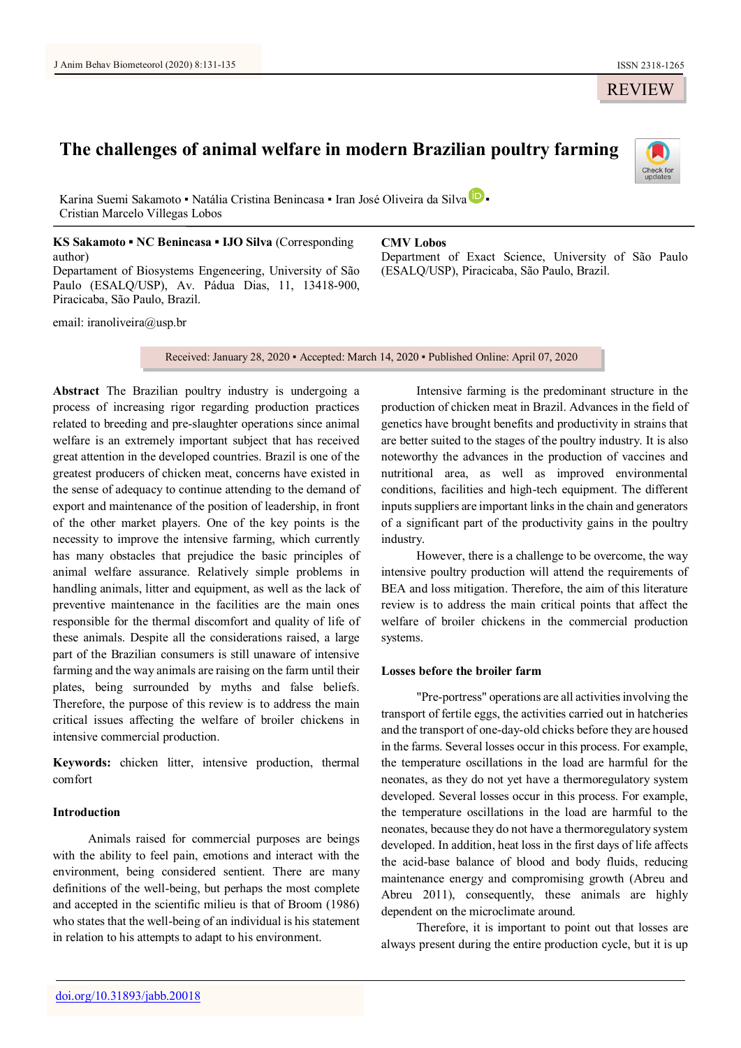REVIEW

# The challenges of animal welfare in modern Brazilian poultry farming

Karina Suemi Sakamoto ▪ Natália Cristina Benincasa ▪ Iran José Oliveira da Silva ▪ Cristian Marcelo Villegas Lobos

**KS Sakamoto ▪ NC Benincasa ▪ IJO Silva** (Corresponding author)
Departament of Biosystems Engeneering, University of São Paulo (ESALQ/USP), Av. Pádua Dias, 11, 13418-900, Piracicaba, São Paulo, Brazil.

email: iranoliveira@usp.br

**CMV Lobos**
Department of Exact Science, University of São Paulo (ESALQ/USP), Piracicaba, São Paulo, Brazil.

Received: January 28, 2020 ▪ Accepted: March 14, 2020 ▪ Published Online: April 07, 2020

**Abstract** The Brazilian poultry industry is undergoing a process of increasing rigor regarding production practices related to breeding and pre-slaughter operations since animal welfare is an extremely important subject that has received great attention in the developed countries. Brazil is one of the greatest producers of chicken meat, concerns have existed in the sense of adequacy to continue attending to the demand of export and maintenance of the position of leadership, in front of the other market players. One of the key points is the necessity to improve the intensive farming, which currently has many obstacles that prejudice the basic principles of animal welfare assurance. Relatively simple problems in handling animals, litter and equipment, as well as the lack of preventive maintenance in the facilities are the main ones responsible for the thermal discomfort and quality of life of these animals. Despite all the considerations raised, a large part of the Brazilian consumers is still unaware of intensive farming and the way animals are raising on the farm until their plates, being surrounded by myths and false beliefs. Therefore, the purpose of this review is to address the main critical issues affecting the welfare of broiler chickens in intensive commercial production.

**Keywords:** chicken litter, intensive production, thermal comfort

## Introduction

Animals raised for commercial purposes are beings with the ability to feel pain, emotions and interact with the environment, being considered sentient. There are many definitions of the well-being, but perhaps the most complete and accepted in the scientific milieu is that of Broom (1986) who states that the well-being of an individual is his statement in relation to his attempts to adapt to his environment.

Intensive farming is the predominant structure in the production of chicken meat in Brazil. Advances in the field of genetics have brought benefits and productivity in strains that are better suited to the stages of the poultry industry. It is also noteworthy the advances in the production of vaccines and nutritional area, as well as improved environmental conditions, facilities and high-tech equipment. The different inputs suppliers are important links in the chain and generators of a significant part of the productivity gains in the poultry industry.

However, there is a challenge to be overcome, the way intensive poultry production will attend the requirements of BEA and loss mitigation. Therefore, the aim of this literature review is to address the main critical points that affect the welfare of broiler chickens in the commercial production systems.

## Losses before the broiler farm

"Pre-portress" operations are all activities involving the transport of fertile eggs, the activities carried out in hatcheries and the transport of one-day-old chicks before they are housed in the farms. Several losses occur in this process. For example, the temperature oscillations in the load are harmful for the neonates, as they do not yet have a thermoregulatory system developed. Several losses occur in this process. For example, the temperature oscillations in the load are harmful to the neonates, because they do not have a thermoregulatory system developed. In addition, heat loss in the first days of life affects the acid-base balance of blood and body fluids, reducing maintenance energy and compromising growth (Abreu and Abreu 2011), consequently, these animals are highly dependent on the microclimate around.

Therefore, it is important to point out that losses are always present during the entire production cycle, but it is up

doi.org/10.31893/jabb.20018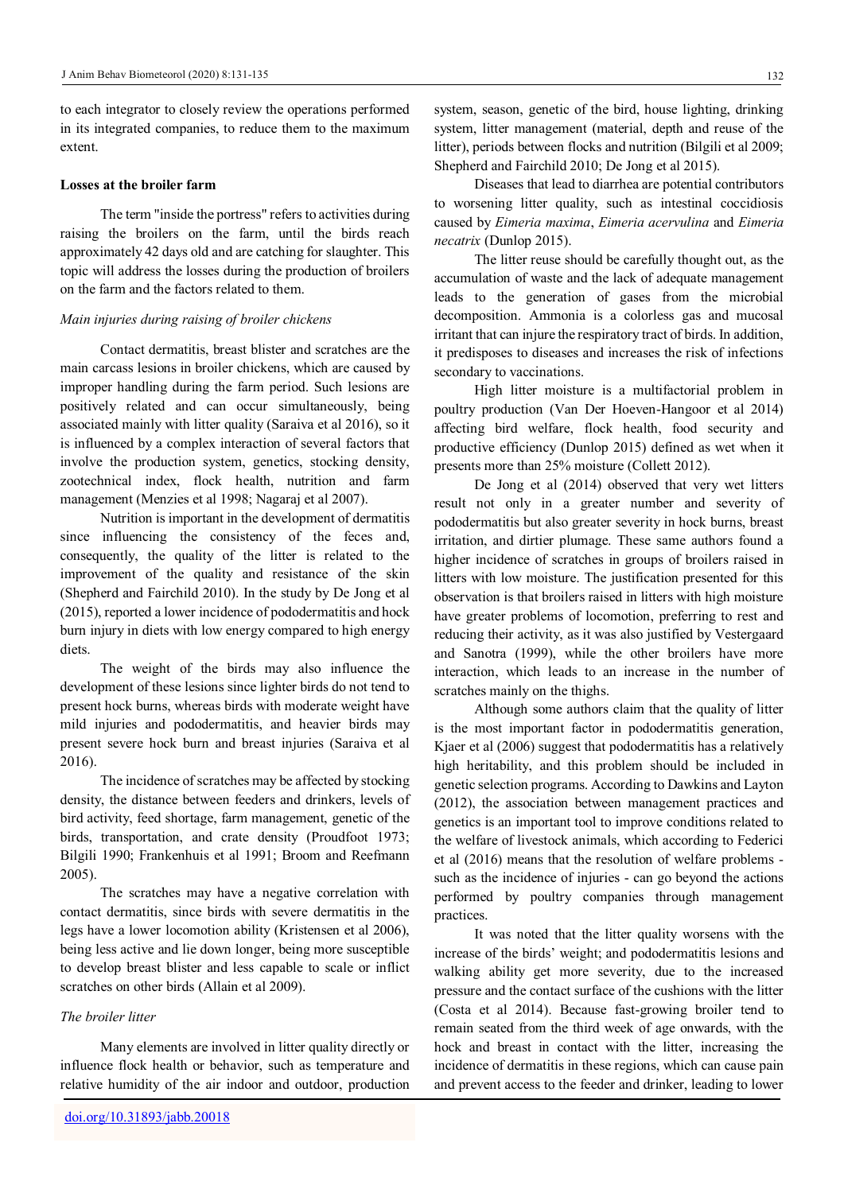to each integrator to closely review the operations performed in its integrated companies, to reduce them to the maximum extent.

## Losses at the broiler farm

The term "inside the portress" refers to activities during raising the broilers on the farm, until the birds reach approximately 42 days old and are catching for slaughter. This topic will address the losses during the production of broilers on the farm and the factors related to them.

### *Main injuries during raising of broiler chickens*

Contact dermatitis, breast blister and scratches are the main carcass lesions in broiler chickens, which are caused by improper handling during the farm period. Such lesions are positively related and can occur simultaneously, being associated mainly with litter quality (Saraiva et al 2016), so it is influenced by a complex interaction of several factors that involve the production system, genetics, stocking density, zootechnical index, flock health, nutrition and farm management (Menzies et al 1998; Nagaraj et al 2007).

Nutrition is important in the development of dermatitis since influencing the consistency of the feces and, consequently, the quality of the litter is related to the improvement of the quality and resistance of the skin (Shepherd and Fairchild 2010). In the study by De Jong et al (2015), reported a lower incidence of pododermatitis and hock burn injury in diets with low energy compared to high energy diets.

The weight of the birds may also influence the development of these lesions since lighter birds do not tend to present hock burns, whereas birds with moderate weight have mild injuries and pododermatitis, and heavier birds may present severe hock burn and breast injuries (Saraiva et al 2016).

The incidence of scratches may be affected by stocking density, the distance between feeders and drinkers, levels of bird activity, feed shortage, farm management, genetic of the birds, transportation, and crate density (Proudfoot 1973; Bilgili 1990; Frankenhuis et al 1991; Broom and Reefmann 2005).

The scratches may have a negative correlation with contact dermatitis, since birds with severe dermatitis in the legs have a lower locomotion ability (Kristensen et al 2006), being less active and lie down longer, being more susceptible to develop breast blister and less capable to scale or inflict scratches on other birds (Allain et al 2009).

### *The broiler litter*

Many elements are involved in litter quality directly or influence flock health or behavior, such as temperature and relative humidity of the air indoor and outdoor, production system, season, genetic of the bird, house lighting, drinking system, litter management (material, depth and reuse of the litter), periods between flocks and nutrition (Bilgili et al 2009; Shepherd and Fairchild 2010; De Jong et al 2015).

Diseases that lead to diarrhea are potential contributors to worsening litter quality, such as intestinal coccidiosis caused by *Eimeria maxima*, *Eimeria acervulina* and *Eimeria necatrix* (Dunlop 2015).

The litter reuse should be carefully thought out, as the accumulation of waste and the lack of adequate management leads to the generation of gases from the microbial decomposition. Ammonia is a colorless gas and mucosal irritant that can injure the respiratory tract of birds. In addition, it predisposes to diseases and increases the risk of infections secondary to vaccinations.

High litter moisture is a multifactorial problem in poultry production (Van Der Hoeven-Hangoor et al 2014) affecting bird welfare, flock health, food security and productive efficiency (Dunlop 2015) defined as wet when it presents more than 25% moisture (Collett 2012).

De Jong et al (2014) observed that very wet litters result not only in a greater number and severity of pododermatitis but also greater severity in hock burns, breast irritation, and dirtier plumage. These same authors found a higher incidence of scratches in groups of broilers raised in litters with low moisture. The justification presented for this observation is that broilers raised in litters with high moisture have greater problems of locomotion, preferring to rest and reducing their activity, as it was also justified by Vestergaard and Sanotra (1999), while the other broilers have more interaction, which leads to an increase in the number of scratches mainly on the thighs.

Although some authors claim that the quality of litter is the most important factor in pododermatitis generation, Kjaer et al (2006) suggest that pododermatitis has a relatively high heritability, and this problem should be included in genetic selection programs. According to Dawkins and Layton (2012), the association between management practices and genetics is an important tool to improve conditions related to the welfare of livestock animals, which according to Federici et al (2016) means that the resolution of welfare problems - such as the incidence of injuries - can go beyond the actions performed by poultry companies through management practices.

It was noted that the litter quality worsens with the increase of the birds' weight; and pododermatitis lesions and walking ability get more severity, due to the increased pressure and the contact surface of the cushions with the litter (Costa et al 2014). Because fast-growing broiler tend to remain seated from the third week of age onwards, with the hock and breast in contact with the litter, increasing the incidence of dermatitis in these regions, which can cause pain and prevent access to the feeder and drinker, leading to lower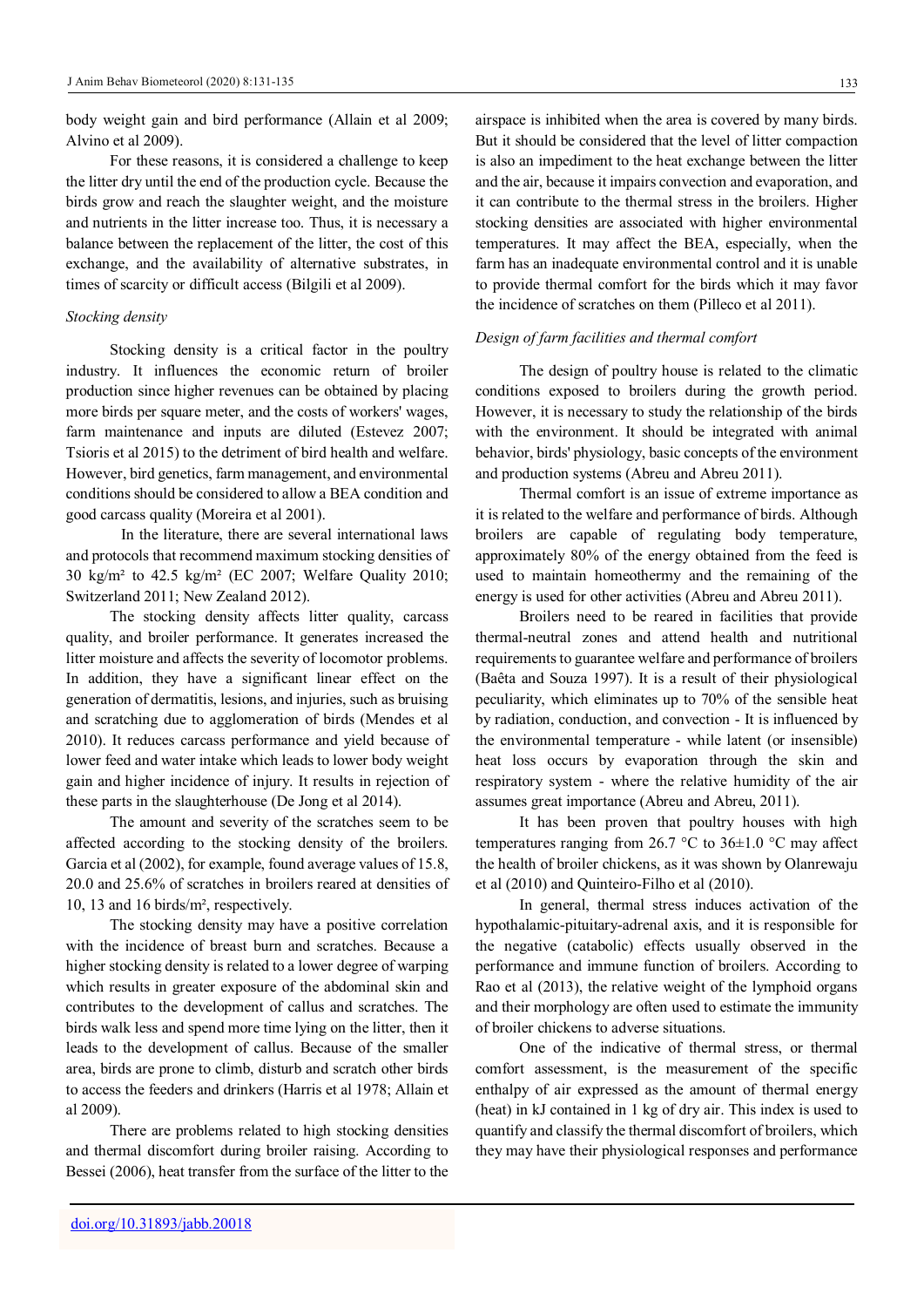body weight gain and bird performance (Allain et al 2009; Alvino et al 2009).

For these reasons, it is considered a challenge to keep the litter dry until the end of the production cycle. Because the birds grow and reach the slaughter weight, and the moisture and nutrients in the litter increase too. Thus, it is necessary a balance between the replacement of the litter, the cost of this exchange, and the availability of alternative substrates, in times of scarcity or difficult access (Bilgili et al 2009).

*Stocking density*

Stocking density is a critical factor in the poultry industry. It influences the economic return of broiler production since higher revenues can be obtained by placing more birds per square meter, and the costs of workers' wages, farm maintenance and inputs are diluted (Estevez 2007; Tsioris et al 2015) to the detriment of bird health and welfare. However, bird genetics, farm management, and environmental conditions should be considered to allow a BEA condition and good carcass quality (Moreira et al 2001).

In the literature, there are several international laws and protocols that recommend maximum stocking densities of 30 kg/m² to 42.5 kg/m² (EC 2007; Welfare Quality 2010; Switzerland 2011; New Zealand 2012).

The stocking density affects litter quality, carcass quality, and broiler performance. It generates increased the litter moisture and affects the severity of locomotor problems. In addition, they have a significant linear effect on the generation of dermatitis, lesions, and injuries, such as bruising and scratching due to agglomeration of birds (Mendes et al 2010). It reduces carcass performance and yield because of lower feed and water intake which leads to lower body weight gain and higher incidence of injury. It results in rejection of these parts in the slaughterhouse (De Jong et al 2014).

The amount and severity of the scratches seem to be affected according to the stocking density of the broilers. Garcia et al (2002), for example, found average values of 15.8, 20.0 and 25.6% of scratches in broilers reared at densities of 10, 13 and 16 birds/m², respectively.

The stocking density may have a positive correlation with the incidence of breast burn and scratches. Because a higher stocking density is related to a lower degree of warping which results in greater exposure of the abdominal skin and contributes to the development of callus and scratches. The birds walk less and spend more time lying on the litter, then it leads to the development of callus. Because of the smaller area, birds are prone to climb, disturb and scratch other birds to access the feeders and drinkers (Harris et al 1978; Allain et al 2009).

There are problems related to high stocking densities and thermal discomfort during broiler raising. According to Bessei (2006), heat transfer from the surface of the litter to the airspace is inhibited when the area is covered by many birds. But it should be considered that the level of litter compaction is also an impediment to the heat exchange between the litter and the air, because it impairs convection and evaporation, and it can contribute to the thermal stress in the broilers. Higher stocking densities are associated with higher environmental temperatures. It may affect the BEA, especially, when the farm has an inadequate environmental control and it is unable to provide thermal comfort for the birds which it may favor the incidence of scratches on them (Pilleco et al 2011).

*Design of farm facilities and thermal comfort*

The design of poultry house is related to the climatic conditions exposed to broilers during the growth period. However, it is necessary to study the relationship of the birds with the environment. It should be integrated with animal behavior, birds' physiology, basic concepts of the environment and production systems (Abreu and Abreu 2011).

Thermal comfort is an issue of extreme importance as it is related to the welfare and performance of birds. Although broilers are capable of regulating body temperature, approximately 80% of the energy obtained from the feed is used to maintain homeothermy and the remaining of the energy is used for other activities (Abreu and Abreu 2011).

Broilers need to be reared in facilities that provide thermal-neutral zones and attend health and nutritional requirements to guarantee welfare and performance of broilers (Baêta and Souza 1997). It is a result of their physiological peculiarity, which eliminates up to 70% of the sensible heat by radiation, conduction, and convection - It is influenced by the environmental temperature - while latent (or insensible) heat loss occurs by evaporation through the skin and respiratory system - where the relative humidity of the air assumes great importance (Abreu and Abreu, 2011).

It has been proven that poultry houses with high temperatures ranging from 26.7 °C to 36±1.0 °C may affect the health of broiler chickens, as it was shown by Olanrewaju et al (2010) and Quinteiro-Filho et al (2010).

In general, thermal stress induces activation of the hypothalamic-pituitary-adrenal axis, and it is responsible for the negative (catabolic) effects usually observed in the performance and immune function of broilers. According to Rao et al (2013), the relative weight of the lymphoid organs and their morphology are often used to estimate the immunity of broiler chickens to adverse situations.

One of the indicative of thermal stress, or thermal comfort assessment, is the measurement of the specific enthalpy of air expressed as the amount of thermal energy (heat) in kJ contained in 1 kg of dry air. This index is used to quantify and classify the thermal discomfort of broilers, which they may have their physiological responses and performance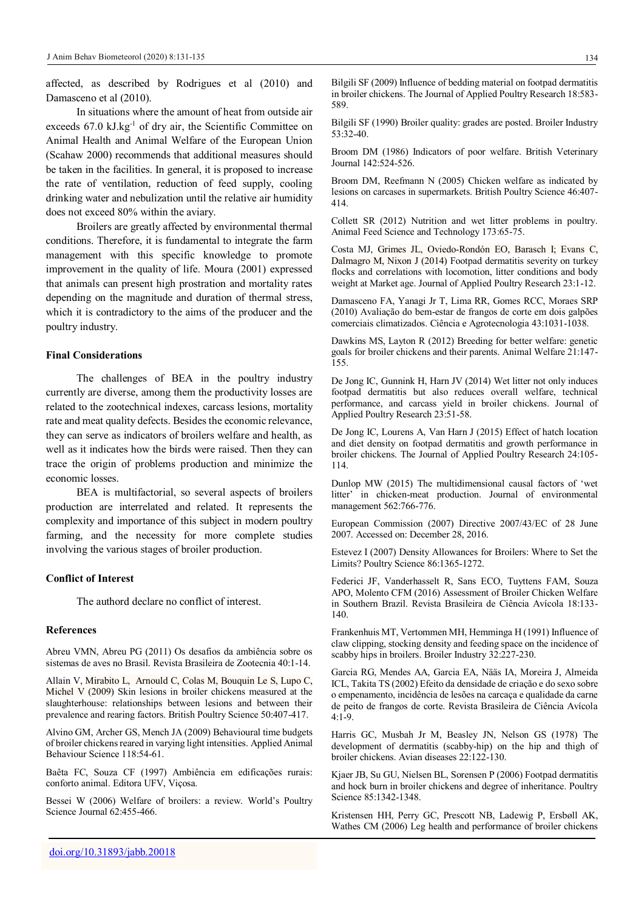affected, as described by Rodrigues et al (2010) and Damasceno et al (2010).

In situations where the amount of heat from outside air exceeds 67.0 kJ.kg$^{-1}$ of dry air, the Scientific Committee on Animal Health and Animal Welfare of the European Union (Scahaw 2000) recommends that additional measures should be taken in the facilities. In general, it is proposed to increase the rate of ventilation, reduction of feed supply, cooling drinking water and nebulization until the relative air humidity does not exceed 80% within the aviary.

Broilers are greatly affected by environmental thermal conditions. Therefore, it is fundamental to integrate the farm management with this specific knowledge to promote improvement in the quality of life. Moura (2001) expressed that animals can present high prostration and mortality rates depending on the magnitude and duration of thermal stress, which it is contradictory to the aims of the producer and the poultry industry.

## Final Considerations

The challenges of BEA in the poultry industry currently are diverse, among them the productivity losses are related to the zootechnical indexes, carcass lesions, mortality rate and meat quality defects. Besides the economic relevance, they can serve as indicators of broilers welfare and health, as well as it indicates how the birds were raised. Then they can trace the origin of problems production and minimize the economic losses.

BEA is multifactorial, so several aspects of broilers production are interrelated and related. It represents the complexity and importance of this subject in modern poultry farming, and the necessity for more complete studies involving the various stages of broiler production.

## Conflict of Interest

The authord declare no conflict of interest.

## References

Abreu VMN, Abreu PG (2011) Os desafios da ambiência sobre os sistemas de aves no Brasil. Revista Brasileira de Zootecnia 40:1-14.

Allain V, Mirabito L, Arnould C, Colas M, Bouquin Le S, Lupo C, Michel V (2009) Skin lesions in broiler chickens measured at the slaughterhouse: relationships between lesions and between their prevalence and rearing factors. British Poultry Science 50:407-417.

Alvino GM, Archer GS, Mench JA (2009) Behavioural time budgets of broiler chickens reared in varying light intensities. Applied Animal Behaviour Science 118:54-61.

Baêta FC, Souza CF (1997) Ambiência em edificações rurais: conforto animal. Editora UFV, Viçosa.

Bessei W (2006) Welfare of broilers: a review. World's Poultry Science Journal 62:455-466.

Bilgili SF (2009) Influence of bedding material on footpad dermatitis in broiler chickens. The Journal of Applied Poultry Research 18:583-589.

Bilgili SF (1990) Broiler quality: grades are posted. Broiler Industry 53:32-40.

Broom DM (1986) Indicators of poor welfare. British Veterinary Journal 142:524-526.

Broom DM, Reefmann N (2005) Chicken welfare as indicated by lesions on carcases in supermarkets. British Poultry Science 46:407-414.

Collett SR (2012) Nutrition and wet litter problems in poultry. Animal Feed Science and Technology 173:65-75.

Costa MJ, Grimes JL, Oviedo-Rondón EO, Barasch I; Evans C, Dalmagro M, Nixon J (2014) Footpad dermatitis severity on turkey flocks and correlations with locomotion, litter conditions and body weight at Market age. Journal of Applied Poultry Research 23:1-12.

Damasceno FA, Yanagi Jr T, Lima RR, Gomes RCC, Moraes SRP (2010) Avaliação do bem-estar de frangos de corte em dois galpões comerciais climatizados. Ciência e Agrotecnologia 43:1031-1038.

Dawkins MS, Layton R (2012) Breeding for better welfare: genetic goals for broiler chickens and their parents. Animal Welfare 21:147-155.

De Jong IC, Gunnink H, Harn JV (2014) Wet litter not only induces footpad dermatitis but also reduces overall welfare, technical performance, and carcass yield in broiler chickens. Journal of Applied Poultry Research 23:51-58.

De Jong IC, Lourens A, Van Harn J (2015) Effect of hatch location and diet density on footpad dermatitis and growth performance in broiler chickens. The Journal of Applied Poultry Research 24:105-114.

Dunlop MW (2015) The multidimensional causal factors of 'wet litter' in chicken-meat production. Journal of environmental management 562:766-776.

European Commission (2007) Directive 2007/43/EC of 28 June 2007. Accessed on: December 28, 2016.

Estevez I (2007) Density Allowances for Broilers: Where to Set the Limits? Poultry Science 86:1365-1272.

Federici JF, Vanderhasselt R, Sans ECO, Tuyttens FAM, Souza APO, Molento CFM (2016) Assessment of Broiler Chicken Welfare in Southern Brazil. Revista Brasileira de Ciência Avícola 18:133-140.

Frankenhuis MT, Vertommen MH, Hemminga H (1991) Influence of claw clipping, stocking density and feeding space on the incidence of scabby hips in broilers. Broiler Industry 32:227-230.

Garcia RG, Mendes AA, Garcia EA, Nääs IA, Moreira J, Almeida ICL, Takita TS (2002) Efeito da densidade de criação e do sexo sobre o empenamento, incidência de lesões na carcaça e qualidade da carne de peito de frangos de corte. Revista Brasileira de Ciência Avícola 4:1-9.

Harris GC, Musbah Jr M, Beasley JN, Nelson GS (1978) The development of dermatitis (scabby-hip) on the hip and thigh of broiler chickens. Avian diseases 22:122-130.

Kjaer JB, Su GU, Nielsen BL, Sorensen P (2006) Footpad dermatitis and hock burn in broiler chickens and degree of inheritance. Poultry Science 85:1342-1348.

Kristensen HH, Perry GC, Prescott NB, Ladewig P, Ersbøll AK, Wathes CM (2006) Leg health and performance of broiler chickens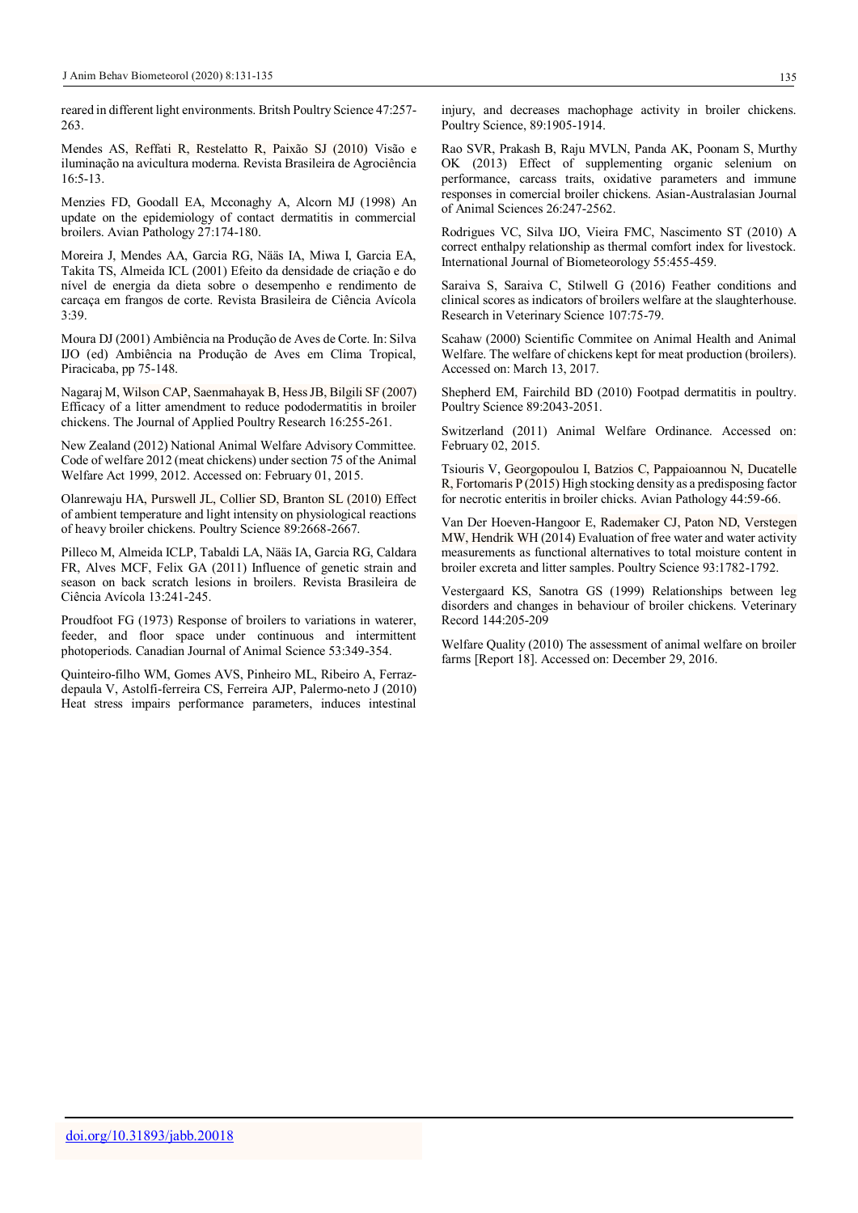reared in different light environments. Britsh Poultry Science 47:257-263.

Mendes AS, Reffati R, Restelatto R, Paixão SJ (2010) Visão e iluminação na avicultura moderna. Revista Brasileira de Agrociência 16:5-13.

Menzies FD, Goodall EA, Mcconaghy A, Alcorn MJ (1998) An update on the epidemiology of contact dermatitis in commercial broilers. Avian Pathology 27:174-180.

Moreira J, Mendes AA, Garcia RG, Nääs IA, Miwa I, Garcia EA, Takita TS, Almeida ICL (2001) Efeito da densidade de criação e do nível de energia da dieta sobre o desempenho e rendimento de carcaça em frangos de corte. Revista Brasileira de Ciência Avícola 3:39.

Moura DJ (2001) Ambiência na Produção de Aves de Corte. In: Silva IJO (ed) Ambiência na Produção de Aves em Clima Tropical, Piracicaba, pp 75-148.

Nagaraj M, Wilson CAP, Saenmahayak B, Hess JB, Bilgili SF (2007) Efficacy of a litter amendment to reduce pododermatitis in broiler chickens. The Journal of Applied Poultry Research 16:255-261.

New Zealand (2012) National Animal Welfare Advisory Committee. Code of welfare 2012 (meat chickens) under section 75 of the Animal Welfare Act 1999, 2012. Accessed on: February 01, 2015.

Olanrewaju HA, Purswell JL, Collier SD, Branton SL (2010) Effect of ambient temperature and light intensity on physiological reactions of heavy broiler chickens. Poultry Science 89:2668-2667.

Pilleco M, Almeida ICLP, Tabaldi LA, Nääs IA, Garcia RG, Caldara FR, Alves MCF, Felix GA (2011) Influence of genetic strain and season on back scratch lesions in broilers. Revista Brasileira de Ciência Avícola 13:241-245.

Proudfoot FG (1973) Response of broilers to variations in waterer, feeder, and floor space under continuous and intermittent photoperiods. Canadian Journal of Animal Science 53:349-354.

Quinteiro-filho WM, Gomes AVS, Pinheiro ML, Ribeiro A, Ferraz-depaula V, Astolfi-ferreira CS, Ferreira AJP, Palermo-neto J (2010) Heat stress impairs performance parameters, induces intestinal injury, and decreases machophage activity in broiler chickens. Poultry Science, 89:1905-1914.

Rao SVR, Prakash B, Raju MVLN, Panda AK, Poonam S, Murthy OK (2013) Effect of supplementing organic selenium on performance, carcass traits, oxidative parameters and immune responses in comercial broiler chickens. Asian-Australasian Journal of Animal Sciences 26:247-2562.

Rodrigues VC, Silva IJO, Vieira FMC, Nascimento ST (2010) A correct enthalpy relationship as thermal comfort index for livestock. International Journal of Biometeorology 55:455-459.

Saraiva S, Saraiva C, Stilwell G (2016) Feather conditions and clinical scores as indicators of broilers welfare at the slaughterhouse. Research in Veterinary Science 107:75-79.

Scahaw (2000) Scientific Commitee on Animal Health and Animal Welfare. The welfare of chickens kept for meat production (broilers). Accessed on: March 13, 2017.

Shepherd EM, Fairchild BD (2010) Footpad dermatitis in poultry. Poultry Science 89:2043-2051.

Switzerland (2011) Animal Welfare Ordinance. Accessed on: February 02, 2015.

Tsiouris V, Georgopoulou I, Batzios C, Pappaioannou N, Ducatelle R, Fortomaris P (2015) High stocking density as a predisposing factor for necrotic enteritis in broiler chicks. Avian Pathology 44:59-66.

Van Der Hoeven-Hangoor E, Rademaker CJ, Paton ND, Verstegen MW, Hendrik WH (2014) Evaluation of free water and water activity measurements as functional alternatives to total moisture content in broiler excreta and litter samples. Poultry Science 93:1782-1792.

Vestergaard KS, Sanotra GS (1999) Relationships between leg disorders and changes in behaviour of broiler chickens. Veterinary Record 144:205-209

Welfare Quality (2010) The assessment of animal welfare on broiler farms [Report 18]. Accessed on: December 29, 2016.